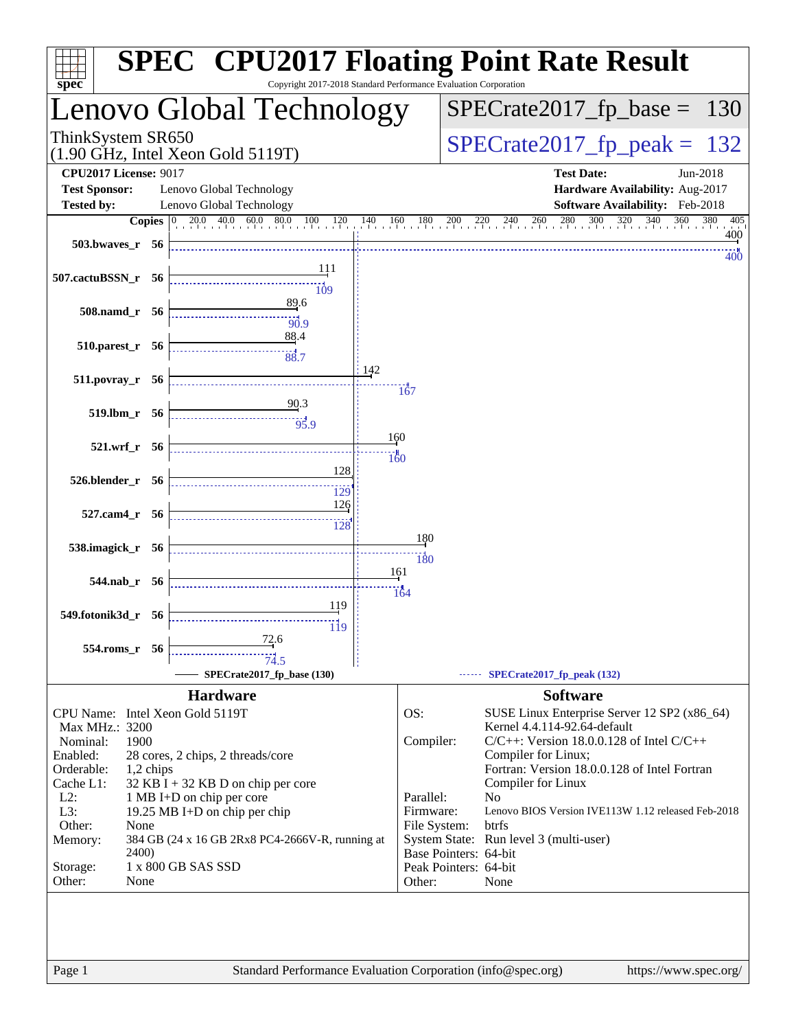# SPEC® CPU2017 Floating Point Rate Result

Copyright 2017-2018 Standard Performance Evaluation Corporation

## Lenovo Global Technology

ThinkSystem SR650
(1.90 GHz, Intel Xeon Gold 5119T)

**SPECrate2017_fp_base = 130**

**SPECrate2017_fp_peak = 132**

| | | | |
|---|---|---|---|
| **CPU2017 License:** | 9017 | **Test Date:** | Jun-2018 |
| **Test Sponsor:** | Lenovo Global Technology | **Hardware Availability:** | Aug-2017 |
| **Tested by:** | Lenovo Global Technology | **Software Availability:** | Feb-2018 |

| Benchmark | Copies | Base | Peak |
|---|---|---|---|
| 503.bwaves_r | 56 | 400 | 400 |
| 507.cactuBSSN_r | 56 | 111 | 109 |
| 508.namd_r | 56 | 89.6 | 90.9 |
| 510.parest_r | 56 | 88.4 | 88.7 |
| 511.povray_r | 56 | 142 | 167 |
| 519.lbm_r | 56 | 90.3 | 95.9 |
| 521.wrf_r | 56 | 160 | 160 |
| 526.blender_r | 56 | 128 | 129 |
| 527.cam4_r | 56 | 126 | 128 |
| 538.imagick_r | 56 | 180 | 180 |
| 544.nab_r | 56 | 161 | 164 |
| 549.fotonik3d_r | 56 | 119 | 119 |
| 554.roms_r | 56 | 72.6 | 74.5 |

SPECrate2017_fp_base (130) —— SPECrate2017_fp_peak (132)

### Hardware

| | |
|---|---|
| CPU Name: | Intel Xeon Gold 5119T |
| Max MHz.: | 3200 |
| Nominal: | 1900 |
| Enabled: | 28 cores, 2 chips, 2 threads/core |
| Orderable: | 1,2 chips |
| Cache L1: | 32 KB I + 32 KB D on chip per core |
| L2: | 1 MB I+D on chip per core |
| L3: | 19.25 MB I+D on chip per chip |
| Other: | None |
| Memory: | 384 GB (24 x 16 GB 2Rx8 PC4-2666V-R, running at 2400) |
| Storage: | 1 x 800 GB SAS SSD |
| Other: | None |

### Software

| | |
|---|---|
| OS: | SUSE Linux Enterprise Server 12 SP2 (x86_64) Kernel 4.4.114-92.64-default |
| Compiler: | C/C++: Version 18.0.0.128 of Intel C/C++ Compiler for Linux; Fortran: Version 18.0.0.128 of Intel Fortran Compiler for Linux |
| Parallel: | No |
| Firmware: | Lenovo BIOS Version IVE113W 1.12 released Feb-2018 |
| File System: | btrfs |
| System State: | Run level 3 (multi-user) |
| Base Pointers: | 64-bit |
| Peak Pointers: | 64-bit |
| Other: | None |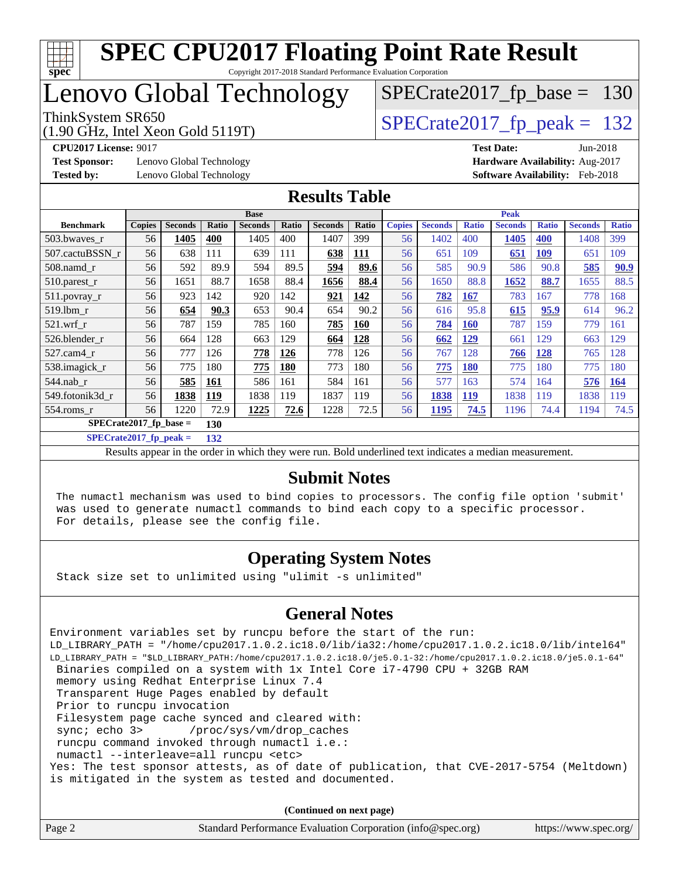# SPEC CPU2017 Floating Point Rate Result

Copyright 2017-2018 Standard Performance Evaluation Corporation

# Lenovo Global Technology

ThinkSystem SR650
(1.90 GHz, Intel Xeon Gold 5119T)

SPECrate2017_fp_base = 130

SPECrate2017_fp_peak = 132

**CPU2017 License:** 9017
**Test Sponsor:** Lenovo Global Technology
**Tested by:** Lenovo Global Technology
**Test Date:** Jun-2018
**Hardware Availability:** Aug-2017
**Software Availability:** Feb-2018

## Results Table

| | Base | | | | | | | Peak | | | | | | |
|---|---|---|---|---|---|---|---|---|---|---|---|---|---|---|
| **Benchmark** | **Copies** | **Seconds** | **Ratio** | **Seconds** | **Ratio** | **Seconds** | **Ratio** | **Copies** | **Seconds** | **Ratio** | **Seconds** | **Ratio** | **Seconds** | **Ratio** |
| 503.bwaves_r | 56 | **1405** | **400** | 1405 | 400 | 1407 | 399 | 56 | 1402 | 400 | **1405** | **400** | 1408 | 399 |
| 507.cactuBSSN_r | 56 | 638 | 111 | 639 | 111 | **638** | **111** | 56 | 651 | 109 | **651** | **109** | 651 | 109 |
| 508.namd_r | 56 | 592 | 89.9 | 594 | 89.5 | **594** | **89.6** | 56 | 585 | 90.9 | 586 | 90.8 | **585** | **90.9** |
| 510.parest_r | 56 | 1651 | 88.7 | 1658 | 88.4 | **1656** | **88.4** | 56 | 1650 | 88.8 | **1652** | **88.7** | 1655 | 88.5 |
| 511.povray_r | 56 | 923 | 142 | 920 | 142 | **921** | **142** | 56 | **782** | **167** | 783 | 167 | 778 | 168 |
| 519.lbm_r | 56 | **654** | **90.3** | 653 | 90.4 | 654 | 90.2 | 56 | 616 | 95.8 | **615** | **95.9** | 614 | 96.2 |
| 521.wrf_r | 56 | 787 | 159 | 785 | 160 | **785** | **160** | 56 | **784** | **160** | 787 | 159 | 779 | 161 |
| 526.blender_r | 56 | 664 | 128 | 663 | 129 | **664** | **128** | 56 | **662** | **129** | 661 | 129 | 663 | 129 |
| 527.cam4_r | 56 | 777 | 126 | **778** | **126** | 778 | 126 | 56 | 767 | 128 | **766** | **128** | 765 | 128 |
| 538.imagick_r | 56 | 775 | 180 | **775** | **180** | 773 | 180 | 56 | **775** | **180** | 775 | 180 | 775 | 180 |
| 544.nab_r | 56 | **585** | **161** | 586 | 161 | 584 | 161 | 56 | 577 | 163 | 574 | 164 | **576** | **164** |
| 549.fotonik3d_r | 56 | **1838** | **119** | 1838 | 119 | 1837 | 119 | 56 | **1838** | **119** | 1838 | 119 | 1838 | 119 |
| 554.roms_r | 56 | 1220 | 72.9 | **1225** | **72.6** | 1228 | 72.5 | 56 | **1195** | **74.5** | 1196 | 74.4 | 1194 | 74.5 |

**SPECrate2017_fp_base = 130**

**SPECrate2017_fp_peak = 132**

Results appear in the order in which they were run. Bold underlined text indicates a median measurement.

## Submit Notes

The numactl mechanism was used to bind copies to processors. The config file option 'submit' was used to generate numactl commands to bind each copy to a specific processor. For details, please see the config file.

## Operating System Notes

Stack size set to unlimited using "ulimit -s unlimited"

## General Notes

```
Environment variables set by runcpu before the start of the run:
LD_LIBRARY_PATH = "/home/cpu2017.1.0.2.ic18.0/lib/ia32:/home/cpu2017.1.0.2.ic18.0/lib/intel64"
LD_LIBRARY_PATH = "$LD_LIBRARY_PATH:/home/cpu2017.1.0.2.ic18.0/je5.0.1-32:/home/cpu2017.1.0.2.ic18.0/je5.0.1-64"
 Binaries compiled on a system with 1x Intel Core i7-4790 CPU + 32GB RAM
 memory using Redhat Enterprise Linux 7.4
 Transparent Huge Pages enabled by default
 Prior to runcpu invocation
 Filesystem page cache synced and cleared with:
 sync; echo 3>       /proc/sys/vm/drop_caches
 runcpu command invoked through numactl i.e.:
 numactl --interleave=all runcpu <etc>
Yes: The test sponsor attests, as of date of publication, that CVE-2017-5754 (Meltdown)
is mitigated in the system as tested and documented.
```

**(Continued on next page)**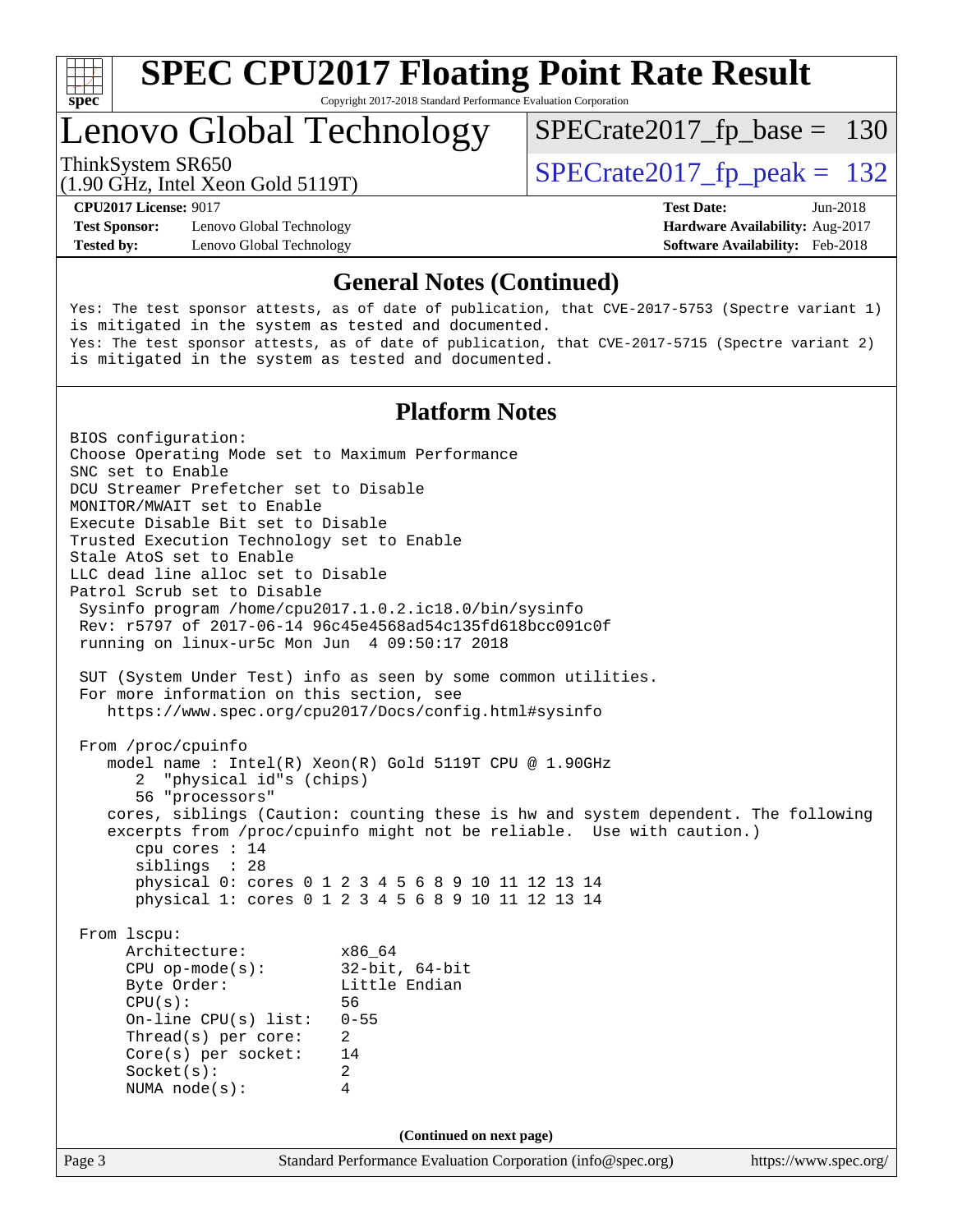# SPEC CPU2017 Floating Point Rate Result

Copyright 2017-2018 Standard Performance Evaluation Corporation

## Lenovo Global Technology

ThinkSystem SR650
(1.90 GHz, Intel Xeon Gold 5119T)

SPECrate2017_fp_base = 130

SPECrate2017_fp_peak = 132

**CPU2017 License:** 9017
**Test Sponsor:** Lenovo Global Technology
**Tested by:** Lenovo Global Technology

**Test Date:** Jun-2018
**Hardware Availability:** Aug-2017
**Software Availability:** Feb-2018

### General Notes (Continued)

```
Yes: The test sponsor attests, as of date of publication, that CVE-2017-5753 (Spectre variant 1)
is mitigated in the system as tested and documented.
Yes: The test sponsor attests, as of date of publication, that CVE-2017-5715 (Spectre variant 2)
is mitigated in the system as tested and documented.
```

### Platform Notes

```
BIOS configuration:
Choose Operating Mode set to Maximum Performance
SNC set to Enable
DCU Streamer Prefetcher set to Disable
MONITOR/MWAIT set to Enable
Execute Disable Bit set to Disable
Trusted Execution Technology set to Enable
Stale AtoS set to Enable
LLC dead line alloc set to Disable
Patrol Scrub set to Disable
 Sysinfo program /home/cpu2017.1.0.2.ic18.0/bin/sysinfo
 Rev: r5797 of 2017-06-14 96c45e4568ad54c135fd618bcc091c0f
 running on linux-ur5c Mon Jun  4 09:50:17 2018

 SUT (System Under Test) info as seen by some common utilities.
 For more information on this section, see
    https://www.spec.org/cpu2017/Docs/config.html#sysinfo

 From /proc/cpuinfo
    model name : Intel(R) Xeon(R) Gold 5119T CPU @ 1.90GHz
       2  "physical id"s (chips)
       56 "processors"
    cores, siblings (Caution: counting these is hw and system dependent. The following
    excerpts from /proc/cpuinfo might not be reliable.  Use with caution.)
       cpu cores : 14
       siblings  : 28
       physical 0: cores 0 1 2 3 4 5 6 8 9 10 11 12 13 14
       physical 1: cores 0 1 2 3 4 5 6 8 9 10 11 12 13 14

 From lscpu:
      Architecture:          x86_64
      CPU op-mode(s):        32-bit, 64-bit
      Byte Order:            Little Endian
      CPU(s):                56
      On-line CPU(s) list:   0-55
      Thread(s) per core:    2
      Core(s) per socket:    14
      Socket(s):             2
      NUMA node(s):          4
```

(Continued on next page)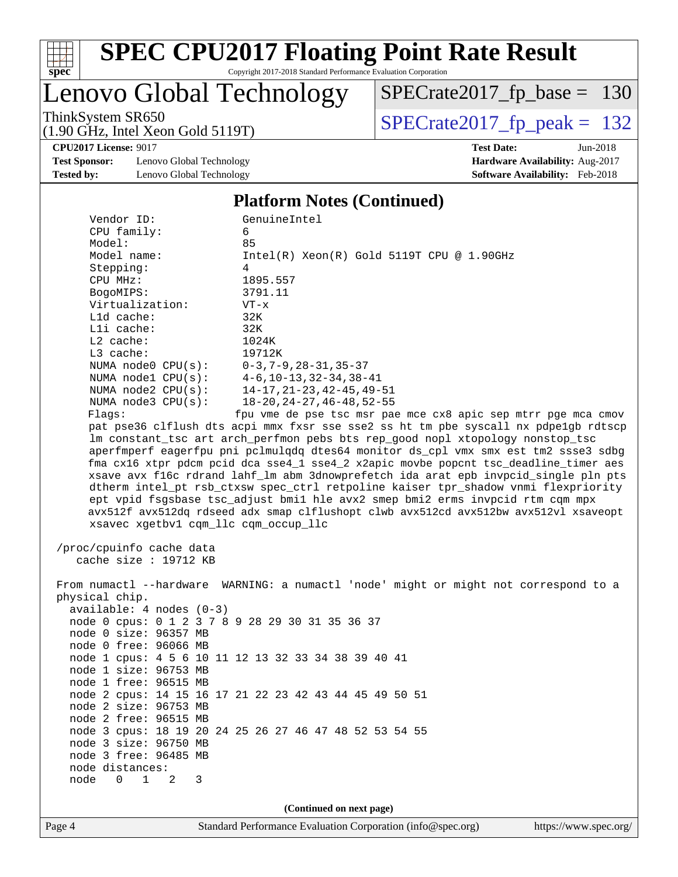## Platform Notes (Continued)

```
     Vendor ID:              GenuineIntel
     CPU family:             6
     Model:                  85
     Model name:             Intel(R) Xeon(R) Gold 5119T CPU @ 1.90GHz
     Stepping:               4
     CPU MHz:                1895.557
     BogoMIPS:               3791.11
     Virtualization:         VT-x
     L1d cache:              32K
     L1i cache:              32K
     L2 cache:               1024K
     L3 cache:               19712K
     NUMA node0 CPU(s):      0-3,7-9,28-31,35-37
     NUMA node1 CPU(s):      4-6,10-13,32-34,38-41
     NUMA node2 CPU(s):      14-17,21-23,42-45,49-51
     NUMA node3 CPU(s):      18-20,24-27,46-48,52-55
     Flags:                 fpu vme de pse tsc msr pae mce cx8 apic sep mtrr pge mca cmov
     pat pse36 clflush dts acpi mmx fxsr sse sse2 ss ht tm pbe syscall nx pdpe1gb rdtscp
     lm constant_tsc art arch_perfmon pebs bts rep_good nopl xtopology nonstop_tsc
     aperfmperf eagerfpu pni pclmulqdq dtes64 monitor ds_cpl vmx smx est tm2 ssse3 sdbg
     fma cx16 xtpr pdcm pcid dca sse4_1 sse4_2 x2apic movbe popcnt tsc_deadline_timer aes
     xsave avx f16c rdrand lahf_lm abm 3dnowprefetch ida arat epb invpcid_single pln pts
     dtherm intel_pt rsb_ctxsw spec_ctrl retpoline kaiser tpr_shadow vnmi flexpriority
     ept vpid fsgsbase tsc_adjust bmi1 hle avx2 smep bmi2 erms invpcid rtm cqm mpx
     avx512f avx512dq rdseed adx smap clflushopt clwb avx512cd avx512bw avx512vl xsaveopt
     xsavec xgetbv1 cqm_llc cqm_occup_llc

 /proc/cpuinfo cache data
    cache size : 19712 KB

 From numactl --hardware  WARNING: a numactl 'node' might or might not correspond to a
 physical chip.
   available: 4 nodes (0-3)
   node 0 cpus: 0 1 2 3 7 8 9 28 29 30 31 35 36 37
   node 0 size: 96357 MB
   node 0 free: 96066 MB
   node 1 cpus: 4 5 6 10 11 12 13 32 33 34 38 39 40 41
   node 1 size: 96753 MB
   node 1 free: 96515 MB
   node 2 cpus: 14 15 16 17 21 22 23 42 43 44 45 49 50 51
   node 2 size: 96753 MB
   node 2 free: 96515 MB
   node 3 cpus: 18 19 20 24 25 26 27 46 47 48 52 53 54 55
   node 3 size: 96750 MB
   node 3 free: 96485 MB
   node distances:
   node   0   1   2   3
```

(Continued on next page)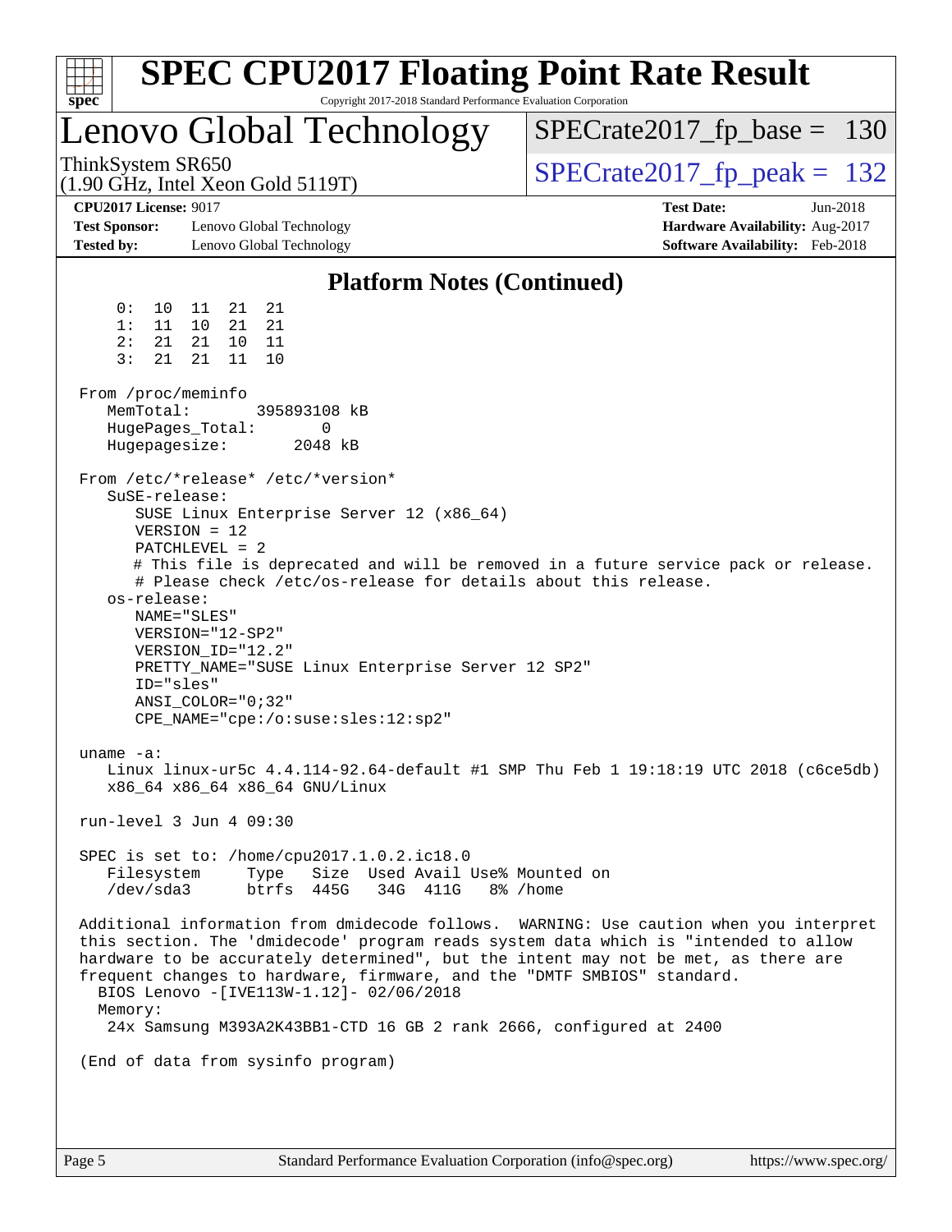# SPEC CPU2017 Floating Point Rate Result

Copyright 2017-2018 Standard Performance Evaluation Corporation

## Lenovo Global Technology

ThinkSystem SR650
(1.90 GHz, Intel Xeon Gold 5119T)

SPECrate2017_fp_base = 130

SPECrate2017_fp_peak = 132

**CPU2017 License:** 9017
**Test Sponsor:** Lenovo Global Technology
**Tested by:** Lenovo Global Technology

**Test Date:** Jun-2018
**Hardware Availability:** Aug-2017
**Software Availability:** Feb-2018

### Platform Notes (Continued)

```
     0:  10  11  21  21
     1:  11  10  21  21
     2:  21  21  10  11
     3:  21  21  11  10

 From /proc/meminfo
    MemTotal:       395893108 kB
    HugePages_Total:       0
    Hugepagesize:       2048 kB

 From /etc/*release* /etc/*version*
    SuSE-release:
       SUSE Linux Enterprise Server 12 (x86_64)
       VERSION = 12
       PATCHLEVEL = 2
       # This file is deprecated and will be removed in a future service pack or release.
       # Please check /etc/os-release for details about this release.
    os-release:
       NAME="SLES"
       VERSION="12-SP2"
       VERSION_ID="12.2"
       PRETTY_NAME="SUSE Linux Enterprise Server 12 SP2"
       ID="sles"
       ANSI_COLOR="0;32"
       CPE_NAME="cpe:/o:suse:sles:12:sp2"

 uname -a:
    Linux linux-ur5c 4.4.114-92.64-default #1 SMP Thu Feb 1 19:18:19 UTC 2018 (c6ce5db)
    x86_64 x86_64 x86_64 GNU/Linux

 run-level 3 Jun 4 09:30

 SPEC is set to: /home/cpu2017.1.0.2.ic18.0
    Filesystem     Type   Size  Used Avail Use% Mounted on
    /dev/sda3      btrfs  445G   34G  411G   8% /home

 Additional information from dmidecode follows.  WARNING: Use caution when you interpret
 this section. The 'dmidecode' program reads system data which is "intended to allow
 hardware to be accurately determined", but the intent may not be met, as there are
 frequent changes to hardware, firmware, and the "DMTF SMBIOS" standard.
   BIOS Lenovo -[IVE113W-1.12]- 02/06/2018
   Memory:
    24x Samsung M393A2K43BB1-CTD 16 GB 2 rank 2666, configured at 2400

 (End of data from sysinfo program)
```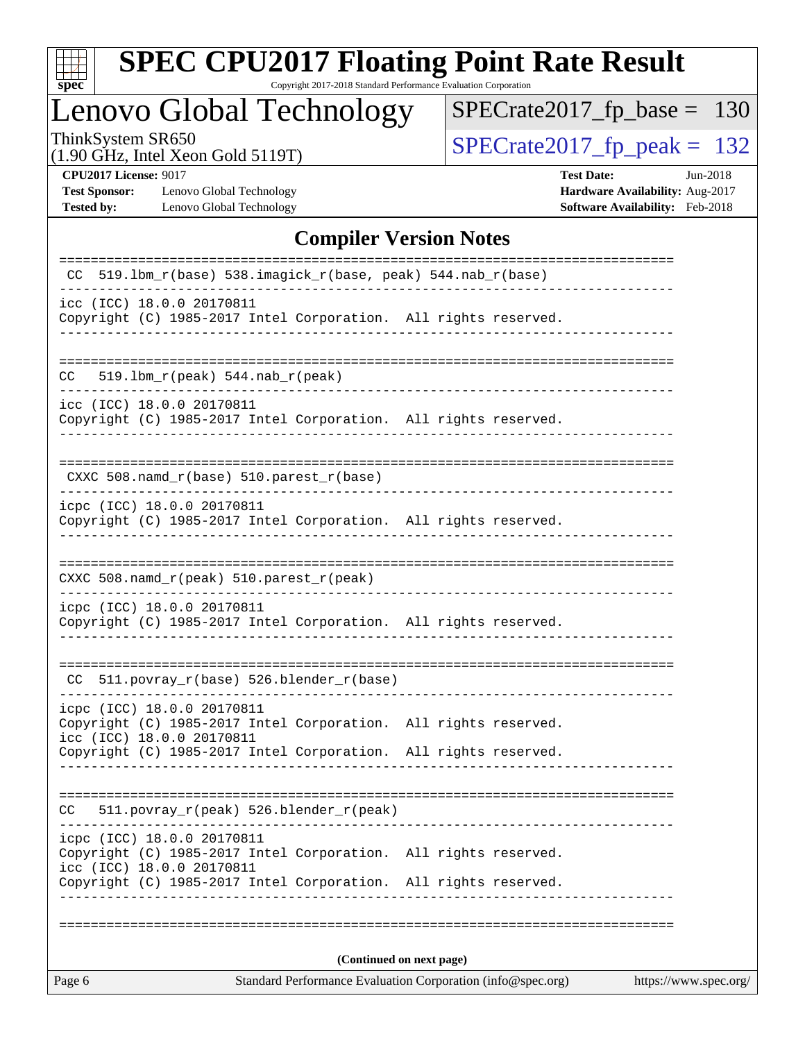# SPEC CPU2017 Floating Point Rate Result

Copyright 2017-2018 Standard Performance Evaluation Corporation

**Lenovo Global Technology**

ThinkSystem SR650
(1.90 GHz, Intel Xeon Gold 5119T)

SPECrate2017_fp_base = 130

SPECrate2017_fp_peak = 132

**CPU2017 License:** 9017
**Test Sponsor:** Lenovo Global Technology
**Tested by:** Lenovo Global Technology

**Test Date:** Jun-2018
**Hardware Availability:** Aug-2017
**Software Availability:** Feb-2018

## Compiler Version Notes

```
==============================================================================
 CC  519.lbm_r(base) 538.imagick_r(base, peak) 544.nab_r(base)
------------------------------------------------------------------------------
icc (ICC) 18.0.0 20170811
Copyright (C) 1985-2017 Intel Corporation.  All rights reserved.
------------------------------------------------------------------------------

==============================================================================
CC   519.lbm_r(peak) 544.nab_r(peak)
------------------------------------------------------------------------------
icc (ICC) 18.0.0 20170811
Copyright (C) 1985-2017 Intel Corporation.  All rights reserved.
------------------------------------------------------------------------------

==============================================================================
 CXXC 508.namd_r(base) 510.parest_r(base)
------------------------------------------------------------------------------
icpc (ICC) 18.0.0 20170811
Copyright (C) 1985-2017 Intel Corporation.  All rights reserved.
------------------------------------------------------------------------------

==============================================================================
CXXC 508.namd_r(peak) 510.parest_r(peak)
------------------------------------------------------------------------------
icpc (ICC) 18.0.0 20170811
Copyright (C) 1985-2017 Intel Corporation.  All rights reserved.
------------------------------------------------------------------------------

==============================================================================
 CC  511.povray_r(base) 526.blender_r(base)
------------------------------------------------------------------------------
icpc (ICC) 18.0.0 20170811
Copyright (C) 1985-2017 Intel Corporation.  All rights reserved.
icc (ICC) 18.0.0 20170811
Copyright (C) 1985-2017 Intel Corporation.  All rights reserved.
------------------------------------------------------------------------------

==============================================================================
CC   511.povray_r(peak) 526.blender_r(peak)
------------------------------------------------------------------------------
icpc (ICC) 18.0.0 20170811
Copyright (C) 1985-2017 Intel Corporation.  All rights reserved.
icc (ICC) 18.0.0 20170811
Copyright (C) 1985-2017 Intel Corporation.  All rights reserved.
------------------------------------------------------------------------------

==============================================================================
```

**(Continued on next page)**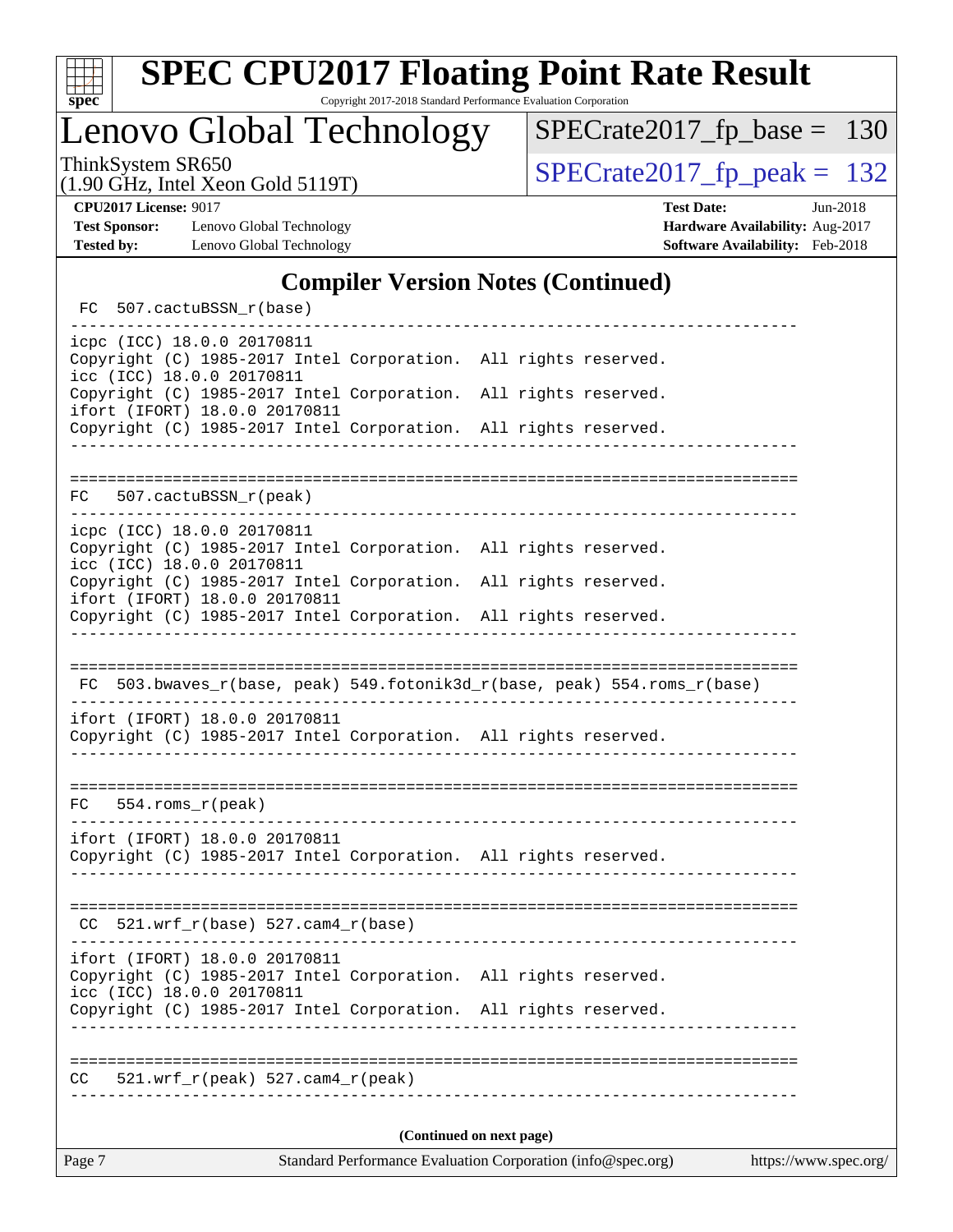## Compiler Version Notes (Continued)

```
 FC  507.cactuBSSN_r(base)
------------------------------------------------------------------------------
icpc (ICC) 18.0.0 20170811
Copyright (C) 1985-2017 Intel Corporation.  All rights reserved.
icc (ICC) 18.0.0 20170811
Copyright (C) 1985-2017 Intel Corporation.  All rights reserved.
ifort (IFORT) 18.0.0 20170811
Copyright (C) 1985-2017 Intel Corporation.  All rights reserved.
------------------------------------------------------------------------------

==============================================================================
FC   507.cactuBSSN_r(peak)
------------------------------------------------------------------------------
icpc (ICC) 18.0.0 20170811
Copyright (C) 1985-2017 Intel Corporation.  All rights reserved.
icc (ICC) 18.0.0 20170811
Copyright (C) 1985-2017 Intel Corporation.  All rights reserved.
ifort (IFORT) 18.0.0 20170811
Copyright (C) 1985-2017 Intel Corporation.  All rights reserved.
------------------------------------------------------------------------------

==============================================================================
 FC  503.bwaves_r(base, peak) 549.fotonik3d_r(base, peak) 554.roms_r(base)
------------------------------------------------------------------------------
ifort (IFORT) 18.0.0 20170811
Copyright (C) 1985-2017 Intel Corporation.  All rights reserved.
------------------------------------------------------------------------------

==============================================================================
FC   554.roms_r(peak)
------------------------------------------------------------------------------
ifort (IFORT) 18.0.0 20170811
Copyright (C) 1985-2017 Intel Corporation.  All rights reserved.
------------------------------------------------------------------------------

==============================================================================
 CC  521.wrf_r(base) 527.cam4_r(base)
------------------------------------------------------------------------------
ifort (IFORT) 18.0.0 20170811
Copyright (C) 1985-2017 Intel Corporation.  All rights reserved.
icc (ICC) 18.0.0 20170811
Copyright (C) 1985-2017 Intel Corporation.  All rights reserved.
------------------------------------------------------------------------------

==============================================================================
CC   521.wrf_r(peak) 527.cam4_r(peak)
------------------------------------------------------------------------------
```

**(Continued on next page)**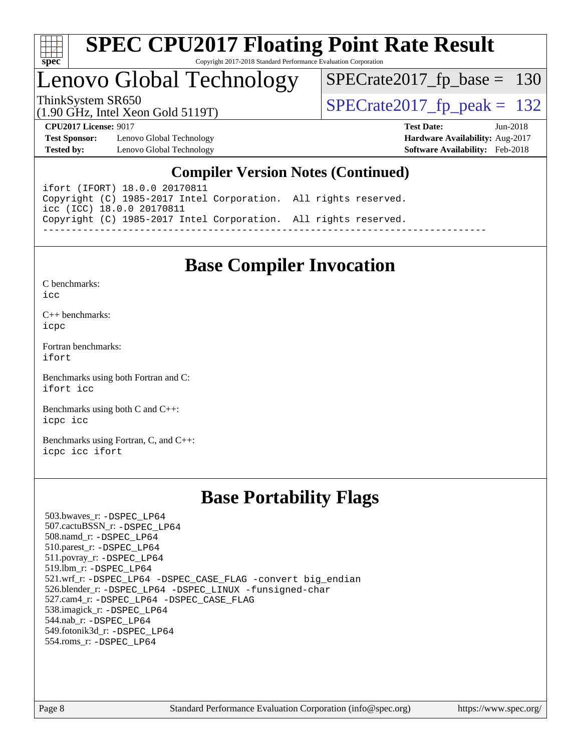## Compiler Version Notes (Continued)

```
ifort (IFORT) 18.0.0 20170811
Copyright (C) 1985-2017 Intel Corporation.  All rights reserved.
icc (ICC) 18.0.0 20170811
Copyright (C) 1985-2017 Intel Corporation.  All rights reserved.
------------------------------------------------------------------------------
```

## Base Compiler Invocation

C benchmarks:
`icc`

C++ benchmarks:
`icpc`

Fortran benchmarks:
`ifort`

Benchmarks using both Fortran and C:
`ifort icc`

Benchmarks using both C and C++:
`icpc icc`

Benchmarks using Fortran, C, and C++:
`icpc icc ifort`

## Base Portability Flags

503.bwaves_r: `-DSPEC_LP64`
507.cactuBSSN_r: `-DSPEC_LP64`
508.namd_r: `-DSPEC_LP64`
510.parest_r: `-DSPEC_LP64`
511.povray_r: `-DSPEC_LP64`
519.lbm_r: `-DSPEC_LP64`
521.wrf_r: `-DSPEC_LP64 -DSPEC_CASE_FLAG -convert big_endian`
526.blender_r: `-DSPEC_LP64 -DSPEC_LINUX -funsigned-char`
527.cam4_r: `-DSPEC_LP64 -DSPEC_CASE_FLAG`
538.imagick_r: `-DSPEC_LP64`
544.nab_r: `-DSPEC_LP64`
549.fotonik3d_r: `-DSPEC_LP64`
554.roms_r: `-DSPEC_LP64`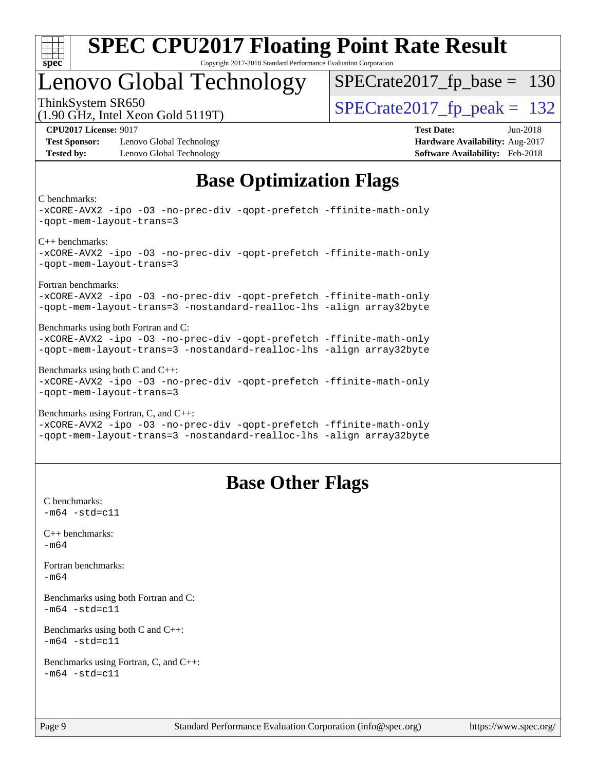# SPEC CPU2017 Floating Point Rate Result

Copyright 2017-2018 Standard Performance Evaluation Corporation

## Lenovo Global Technology

ThinkSystem SR650
(1.90 GHz, Intel Xeon Gold 5119T)

SPECrate2017_fp_base = 130

SPECrate2017_fp_peak = 132

**CPU2017 License:** 9017
**Test Sponsor:** Lenovo Global Technology
**Tested by:** Lenovo Global Technology

**Test Date:** Jun-2018
**Hardware Availability:** Aug-2017
**Software Availability:** Feb-2018

## Base Optimization Flags

C benchmarks:
```
-xCORE-AVX2 -ipo -O3 -no-prec-div -qopt-prefetch -ffinite-math-only
-qopt-mem-layout-trans=3
```

C++ benchmarks:
```
-xCORE-AVX2 -ipo -O3 -no-prec-div -qopt-prefetch -ffinite-math-only
-qopt-mem-layout-trans=3
```

Fortran benchmarks:
```
-xCORE-AVX2 -ipo -O3 -no-prec-div -qopt-prefetch -ffinite-math-only
-qopt-mem-layout-trans=3 -nostandard-realloc-lhs -align array32byte
```

Benchmarks using both Fortran and C:
```
-xCORE-AVX2 -ipo -O3 -no-prec-div -qopt-prefetch -ffinite-math-only
-qopt-mem-layout-trans=3 -nostandard-realloc-lhs -align array32byte
```

Benchmarks using both C and C++:
```
-xCORE-AVX2 -ipo -O3 -no-prec-div -qopt-prefetch -ffinite-math-only
-qopt-mem-layout-trans=3
```

Benchmarks using Fortran, C, and C++:
```
-xCORE-AVX2 -ipo -O3 -no-prec-div -qopt-prefetch -ffinite-math-only
-qopt-mem-layout-trans=3 -nostandard-realloc-lhs -align array32byte
```

## Base Other Flags

C benchmarks:
```
-m64 -std=c11
```

C++ benchmarks:
```
-m64
```

Fortran benchmarks:
```
-m64
```

Benchmarks using both Fortran and C:
```
-m64 -std=c11
```

Benchmarks using both C and C++:
```
-m64 -std=c11
```

Benchmarks using Fortran, C, and C++:
```
-m64 -std=c11
```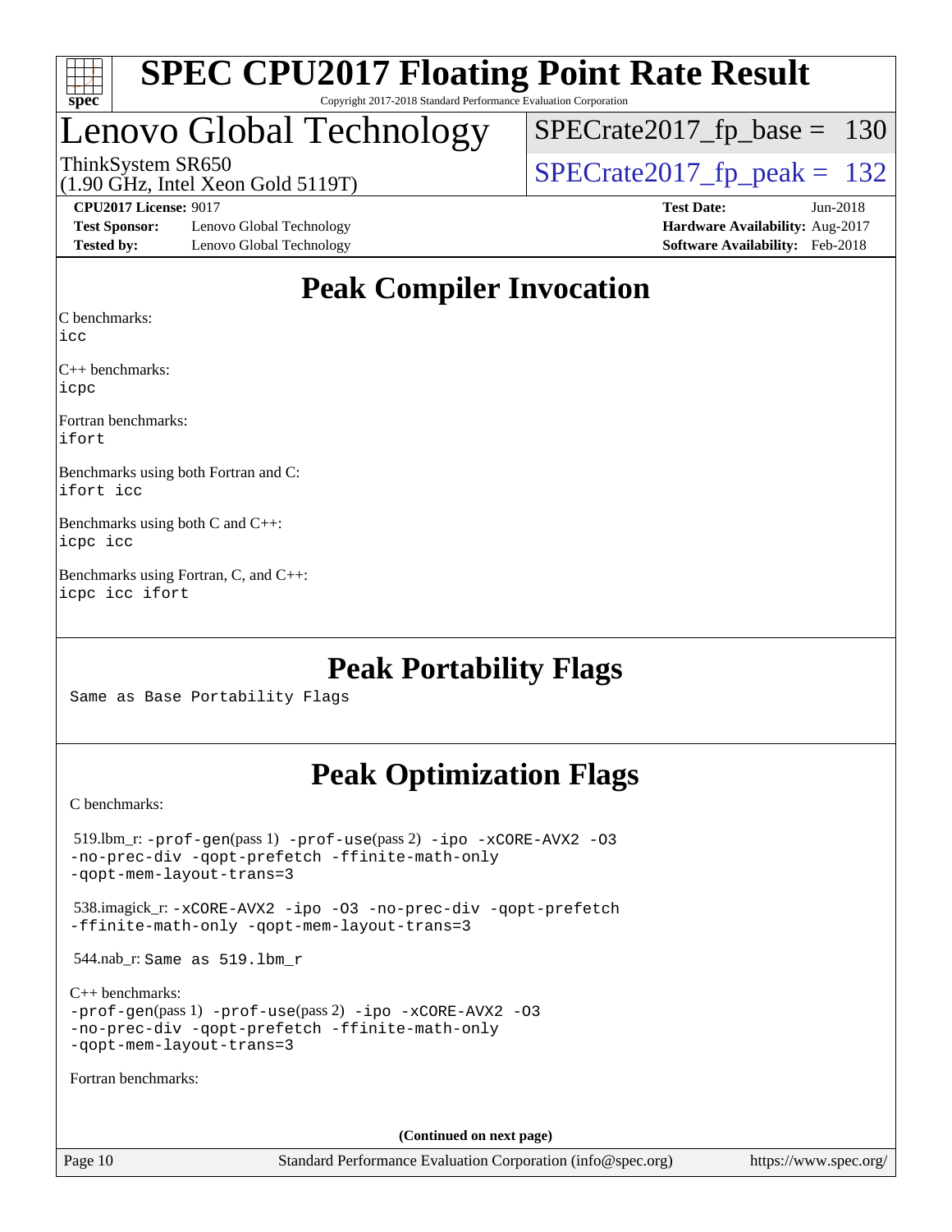# SPEC CPU2017 Floating Point Rate Result

Copyright 2017-2018 Standard Performance Evaluation Corporation

## Lenovo Global Technology

ThinkSystem SR650
(1.90 GHz, Intel Xeon Gold 5119T)

SPECrate2017_fp_base = 130

SPECrate2017_fp_peak = 132

**CPU2017 License:** 9017
**Test Sponsor:** Lenovo Global Technology
**Tested by:** Lenovo Global Technology

**Test Date:** Jun-2018
**Hardware Availability:** Aug-2017
**Software Availability:** Feb-2018

## Peak Compiler Invocation

C benchmarks:
`icc`

C++ benchmarks:
`icpc`

Fortran benchmarks:
`ifort`

Benchmarks using both Fortran and C:
`ifort icc`

Benchmarks using both C and C++:
`icpc icc`

Benchmarks using Fortran, C, and C++:
`icpc icc ifort`

## Peak Portability Flags

Same as Base Portability Flags

## Peak Optimization Flags

C benchmarks:

519.lbm_r: -prof-gen(pass 1) -prof-use(pass 2) -ipo -xCORE-AVX2 -O3 -no-prec-div -qopt-prefetch -ffinite-math-only -qopt-mem-layout-trans=3

538.imagick_r: -xCORE-AVX2 -ipo -O3 -no-prec-div -qopt-prefetch -ffinite-math-only -qopt-mem-layout-trans=3

544.nab_r: Same as 519.lbm_r

C++ benchmarks:
-prof-gen(pass 1) -prof-use(pass 2) -ipo -xCORE-AVX2 -O3 -no-prec-div -qopt-prefetch -ffinite-math-only -qopt-mem-layout-trans=3

Fortran benchmarks:

**(Continued on next page)**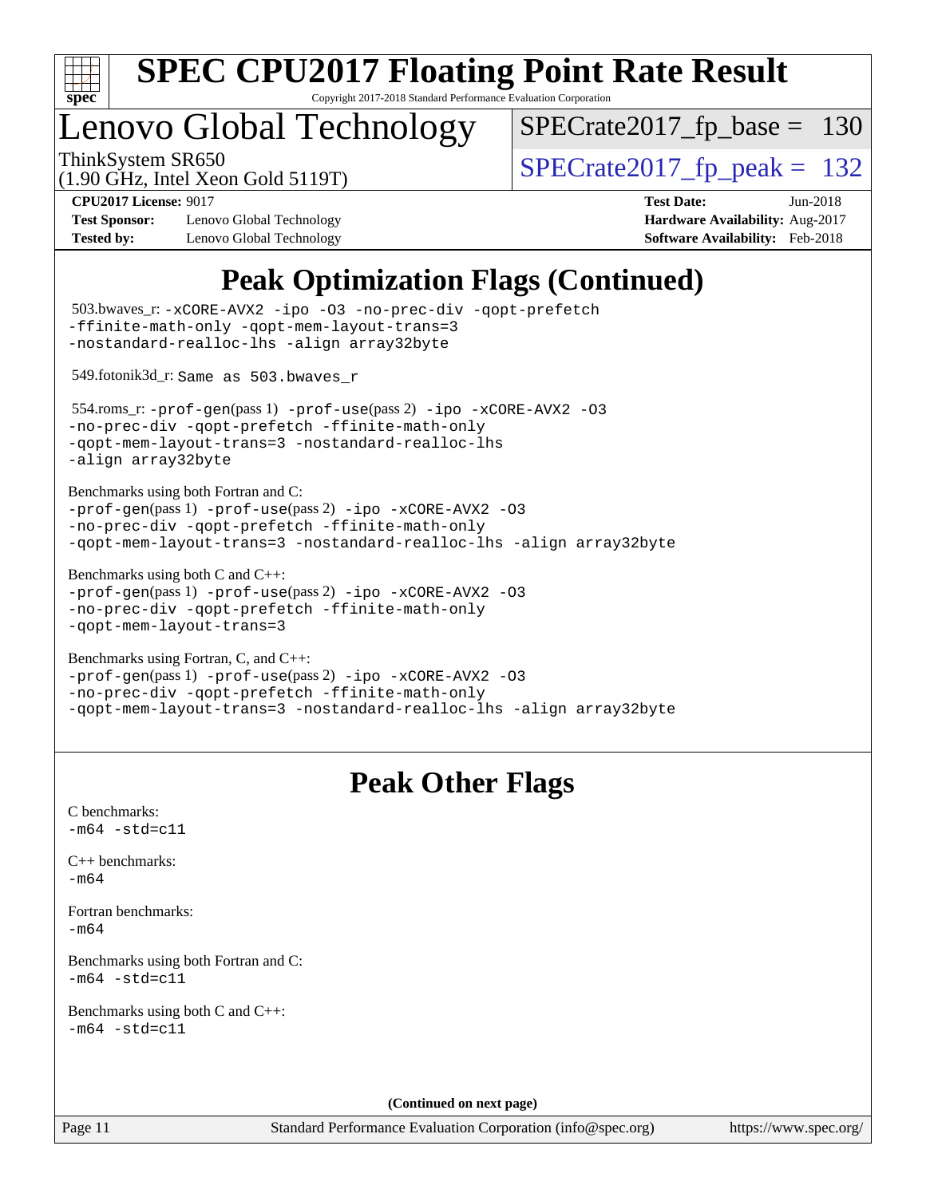# SPEC CPU2017 Floating Point Rate Result

Copyright 2017-2018 Standard Performance Evaluation Corporation

## Lenovo Global Technology

ThinkSystem SR650
(1.90 GHz, Intel Xeon Gold 5119T)

SPECrate2017_fp_base = 130

SPECrate2017_fp_peak = 132

**CPU2017 License:** 9017
**Test Sponsor:** Lenovo Global Technology
**Tested by:** Lenovo Global Technology

**Test Date:** Jun-2018
**Hardware Availability:** Aug-2017
**Software Availability:** Feb-2018

## Peak Optimization Flags (Continued)

503.bwaves_r: `-xCORE-AVX2 -ipo -O3 -no-prec-div -qopt-prefetch -ffinite-math-only -qopt-mem-layout-trans=3 -nostandard-realloc-lhs -align array32byte`

549.fotonik3d_r: `Same as 503.bwaves_r`

554.roms_r: `-prof-gen`(pass 1) `-prof-use`(pass 2) `-ipo -xCORE-AVX2 -O3 -no-prec-div -qopt-prefetch -ffinite-math-only -qopt-mem-layout-trans=3 -nostandard-realloc-lhs -align array32byte`

Benchmarks using both Fortran and C:
`-prof-gen`(pass 1) `-prof-use`(pass 2) `-ipo -xCORE-AVX2 -O3 -no-prec-div -qopt-prefetch -ffinite-math-only -qopt-mem-layout-trans=3 -nostandard-realloc-lhs -align array32byte`

Benchmarks using both C and C++:
`-prof-gen`(pass 1) `-prof-use`(pass 2) `-ipo -xCORE-AVX2 -O3 -no-prec-div -qopt-prefetch -ffinite-math-only -qopt-mem-layout-trans=3`

Benchmarks using Fortran, C, and C++:
`-prof-gen`(pass 1) `-prof-use`(pass 2) `-ipo -xCORE-AVX2 -O3 -no-prec-div -qopt-prefetch -ffinite-math-only -qopt-mem-layout-trans=3 -nostandard-realloc-lhs -align array32byte`

## Peak Other Flags

C benchmarks:
`-m64 -std=c11`

C++ benchmarks:
`-m64`

Fortran benchmarks:
`-m64`

Benchmarks using both Fortran and C:
`-m64 -std=c11`

Benchmarks using both C and C++:
`-m64 -std=c11`

**(Continued on next page)**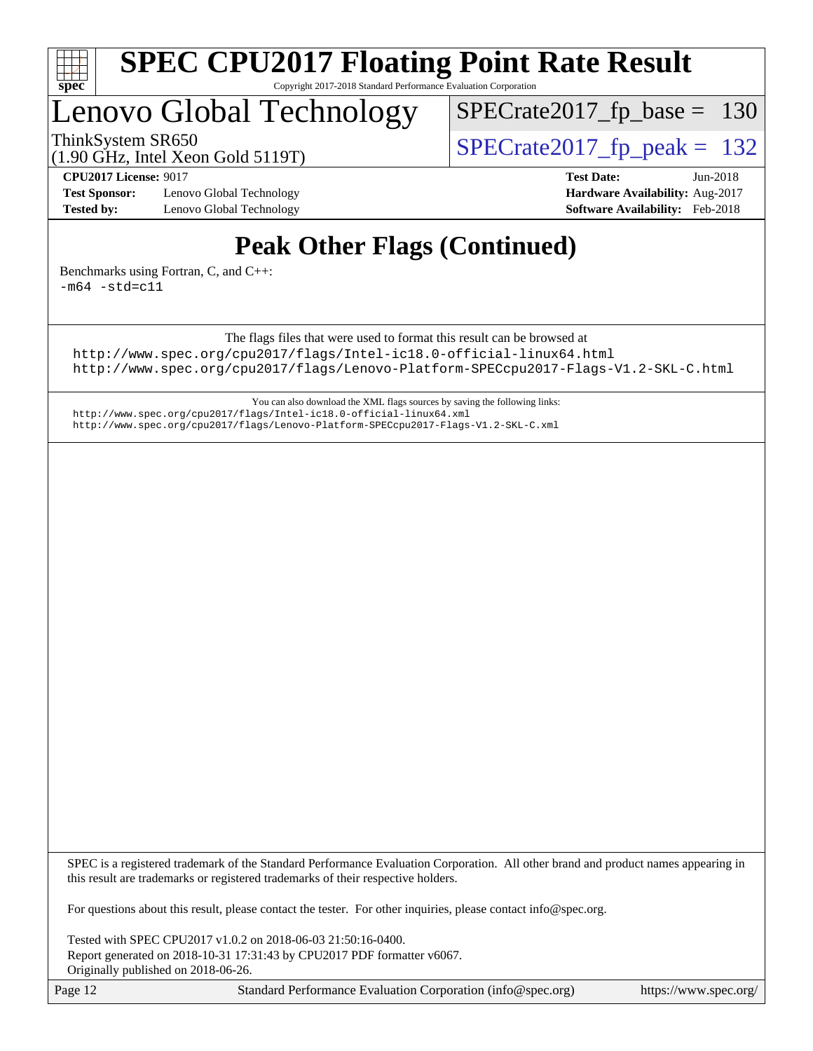# SPEC CPU2017 Floating Point Rate Result

Copyright 2017-2018 Standard Performance Evaluation Corporation

# Lenovo Global Technology

ThinkSystem SR650
(1.90 GHz, Intel Xeon Gold 5119T)

SPECrate2017_fp_base = 130

SPECrate2017_fp_peak = 132

**CPU2017 License:** 9017
**Test Sponsor:** Lenovo Global Technology
**Tested by:** Lenovo Global Technology

**Test Date:** Jun-2018
**Hardware Availability:** Aug-2017
**Software Availability:** Feb-2018

## Peak Other Flags (Continued)

Benchmarks using Fortran, C, and C++:
-m64 -std=c11

The flags files that were used to format this result can be browsed at
http://www.spec.org/cpu2017/flags/Intel-ic18.0-official-linux64.html
http://www.spec.org/cpu2017/flags/Lenovo-Platform-SPECcpu2017-Flags-V1.2-SKL-C.html

You can also download the XML flags sources by saving the following links:
http://www.spec.org/cpu2017/flags/Intel-ic18.0-official-linux64.xml
http://www.spec.org/cpu2017/flags/Lenovo-Platform-SPECcpu2017-Flags-V1.2-SKL-C.xml

SPEC is a registered trademark of the Standard Performance Evaluation Corporation. All other brand and product names appearing in this result are trademarks or registered trademarks of their respective holders.

For questions about this result, please contact the tester. For other inquiries, please contact info@spec.org.

Tested with SPEC CPU2017 v1.0.2 on 2018-06-03 21:50:16-0400.
Report generated on 2018-10-31 17:31:43 by CPU2017 PDF formatter v6067.
Originally published on 2018-06-26.